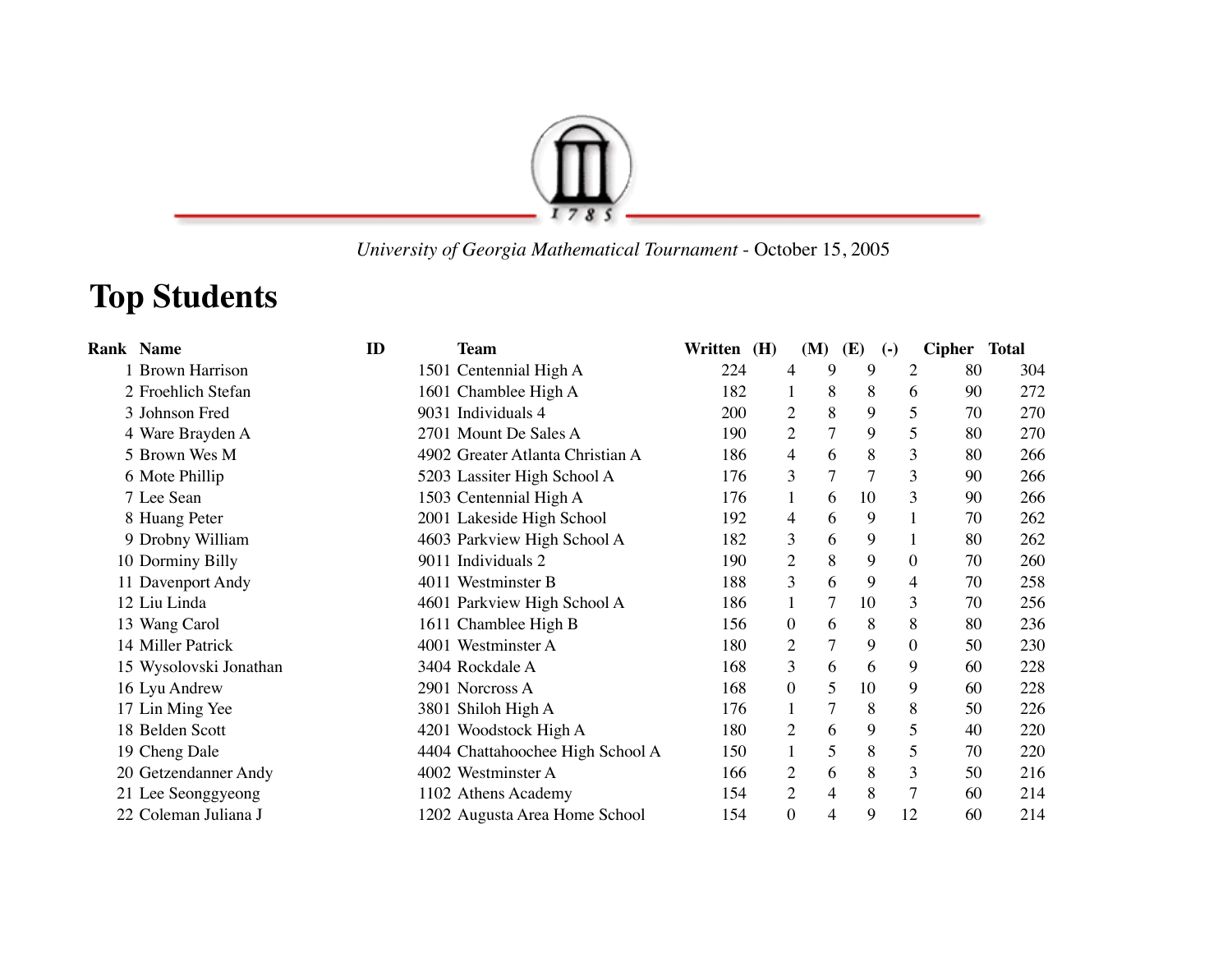*University of Georgia Mathematical Tournament* - October 15, 2005

# Top Students

| Rank | Name | ID | Team | Written | (H) | (M) | (E) | (-) | Cipher | Total |
|---|---|---|---|---|---|---|---|---|---|---|
| 1 | Brown Harrison | 1501 | Centennial High A | 224 | 4 | 9 | 9 | 2 | 80 | 304 |
| 2 | Froehlich Stefan | 1601 | Chamblee High A | 182 | 1 | 8 | 8 | 6 | 90 | 272 |
| 3 | Johnson Fred | 9031 | Individuals 4 | 200 | 2 | 8 | 9 | 5 | 70 | 270 |
| 4 | Ware Brayden A | 2701 | Mount De Sales A | 190 | 2 | 7 | 9 | 5 | 80 | 270 |
| 5 | Brown Wes M | 4902 | Greater Atlanta Christian A | 186 | 4 | 6 | 8 | 3 | 80 | 266 |
| 6 | Mote Phillip | 5203 | Lassiter High School A | 176 | 3 | 7 | 7 | 3 | 90 | 266 |
| 7 | Lee Sean | 1503 | Centennial High A | 176 | 1 | 6 | 10 | 3 | 90 | 266 |
| 8 | Huang Peter | 2001 | Lakeside High School | 192 | 4 | 6 | 9 | 1 | 70 | 262 |
| 9 | Drobny William | 4603 | Parkview High School A | 182 | 3 | 6 | 9 | 1 | 80 | 262 |
| 10 | Dorminy Billy | 9011 | Individuals 2 | 190 | 2 | 8 | 9 | 0 | 70 | 260 |
| 11 | Davenport Andy | 4011 | Westminster B | 188 | 3 | 6 | 9 | 4 | 70 | 258 |
| 12 | Liu Linda | 4601 | Parkview High School A | 186 | 1 | 7 | 10 | 3 | 70 | 256 |
| 13 | Wang Carol | 1611 | Chamblee High B | 156 | 0 | 6 | 8 | 8 | 80 | 236 |
| 14 | Miller Patrick | 4001 | Westminster A | 180 | 2 | 7 | 9 | 0 | 50 | 230 |
| 15 | Wysolovski Jonathan | 3404 | Rockdale A | 168 | 3 | 6 | 6 | 9 | 60 | 228 |
| 16 | Lyu Andrew | 2901 | Norcross A | 168 | 0 | 5 | 10 | 9 | 60 | 228 |
| 17 | Lin Ming Yee | 3801 | Shiloh High A | 176 | 1 | 7 | 8 | 8 | 50 | 226 |
| 18 | Belden Scott | 4201 | Woodstock High A | 180 | 2 | 6 | 9 | 5 | 40 | 220 |
| 19 | Cheng Dale | 4404 | Chattahoochee High School A | 150 | 1 | 5 | 8 | 5 | 70 | 220 |
| 20 | Getzendanner Andy | 4002 | Westminster A | 166 | 2 | 6 | 8 | 3 | 50 | 216 |
| 21 | Lee Seonggyeong | 1102 | Athens Academy | 154 | 2 | 4 | 8 | 7 | 60 | 214 |
| 22 | Coleman Juliana J | 1202 | Augusta Area Home School | 154 | 0 | 4 | 9 | 12 | 60 | 214 |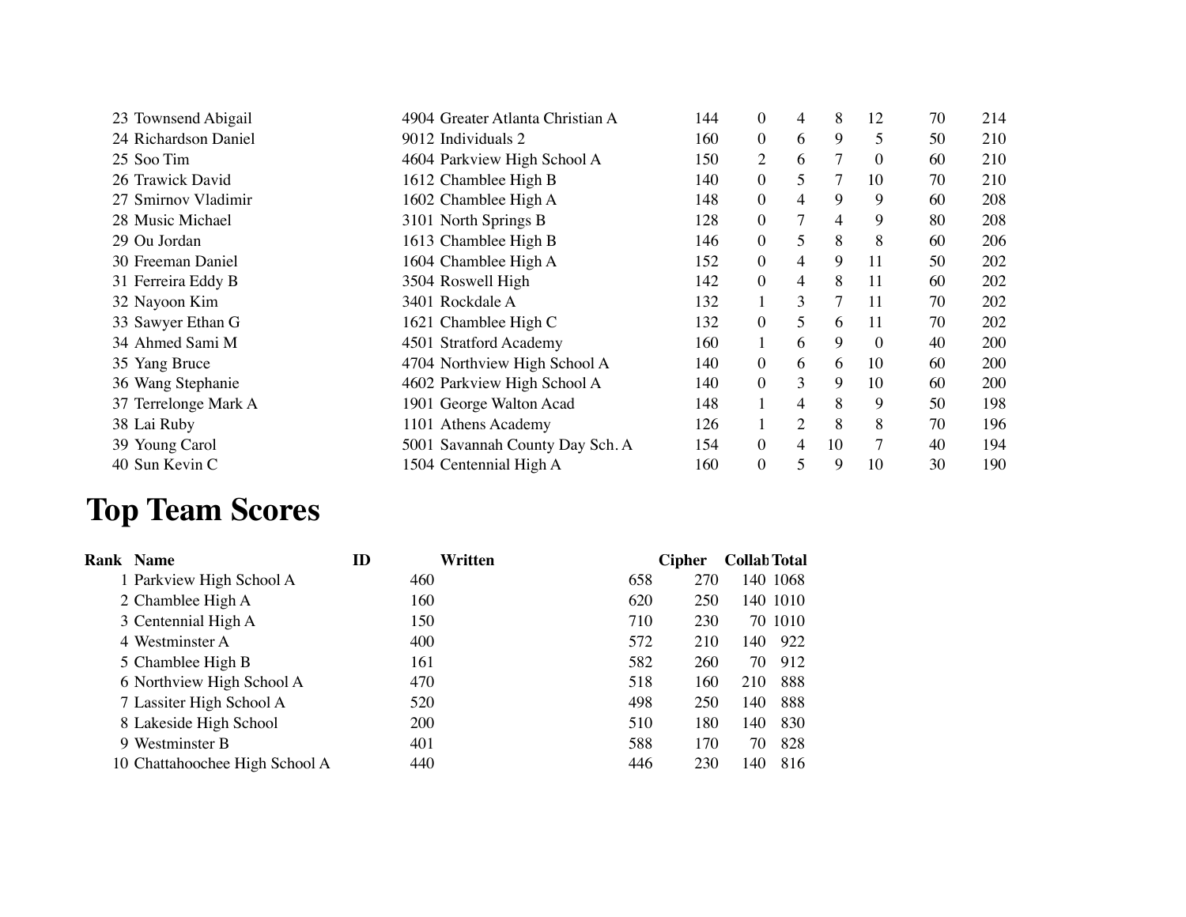| | | | | | | | | | | |
|---|---|---|---|---|---|---|---|---|---|---|
| 23 | Townsend Abigail | 4904 | Greater Atlanta Christian A | 144 | 0 | 4 | 8 | 12 | 70 | 214 |
| 24 | Richardson Daniel | 9012 | Individuals 2 | 160 | 0 | 6 | 9 | 5 | 50 | 210 |
| 25 | Soo Tim | 4604 | Parkview High School A | 150 | 2 | 6 | 7 | 0 | 60 | 210 |
| 26 | Trawick David | 1612 | Chamblee High B | 140 | 0 | 5 | 7 | 10 | 70 | 210 |
| 27 | Smirnov Vladimir | 1602 | Chamblee High A | 148 | 0 | 4 | 9 | 9 | 60 | 208 |
| 28 | Music Michael | 3101 | North Springs B | 128 | 0 | 7 | 4 | 9 | 80 | 208 |
| 29 | Ou Jordan | 1613 | Chamblee High B | 146 | 0 | 5 | 8 | 8 | 60 | 206 |
| 30 | Freeman Daniel | 1604 | Chamblee High A | 152 | 0 | 4 | 9 | 11 | 50 | 202 |
| 31 | Ferreira Eddy B | 3504 | Roswell High | 142 | 0 | 4 | 8 | 11 | 60 | 202 |
| 32 | Nayoon Kim | 3401 | Rockdale A | 132 | 1 | 3 | 7 | 11 | 70 | 202 |
| 33 | Sawyer Ethan G | 1621 | Chamblee High C | 132 | 0 | 5 | 6 | 11 | 70 | 202 |
| 34 | Ahmed Sami M | 4501 | Stratford Academy | 160 | 1 | 6 | 9 | 0 | 40 | 200 |
| 35 | Yang Bruce | 4704 | Northview High School A | 140 | 0 | 6 | 6 | 10 | 60 | 200 |
| 36 | Wang Stephanie | 4602 | Parkview High School A | 140 | 0 | 3 | 9 | 10 | 60 | 200 |
| 37 | Terrelonge Mark A | 1901 | George Walton Acad | 148 | 1 | 4 | 8 | 9 | 50 | 198 |
| 38 | Lai Ruby | 1101 | Athens Academy | 126 | 1 | 2 | 8 | 8 | 70 | 196 |
| 39 | Young Carol | 5001 | Savannah County Day Sch. A | 154 | 0 | 4 | 10 | 7 | 40 | 194 |
| 40 | Sun Kevin C | 1504 | Centennial High A | 160 | 0 | 5 | 9 | 10 | 30 | 190 |

# Top Team Scores

| Rank | Name | ID | Written | Cipher | Collab | Total |
|---|---|---|---|---|---|---|
| 1 | Parkview High School A | 460 | 658 | 270 | 140 | 1068 |
| 2 | Chamblee High A | 160 | 620 | 250 | 140 | 1010 |
| 3 | Centennial High A | 150 | 710 | 230 | 70 | 1010 |
| 4 | Westminster A | 400 | 572 | 210 | 140 | 922 |
| 5 | Chamblee High B | 161 | 582 | 260 | 70 | 912 |
| 6 | Northview High School A | 470 | 518 | 160 | 210 | 888 |
| 7 | Lassiter High School A | 520 | 498 | 250 | 140 | 888 |
| 8 | Lakeside High School | 200 | 510 | 180 | 140 | 830 |
| 9 | Westminster B | 401 | 588 | 170 | 70 | 828 |
| 10 | Chattahoochee High School A | 440 | 446 | 230 | 140 | 816 |